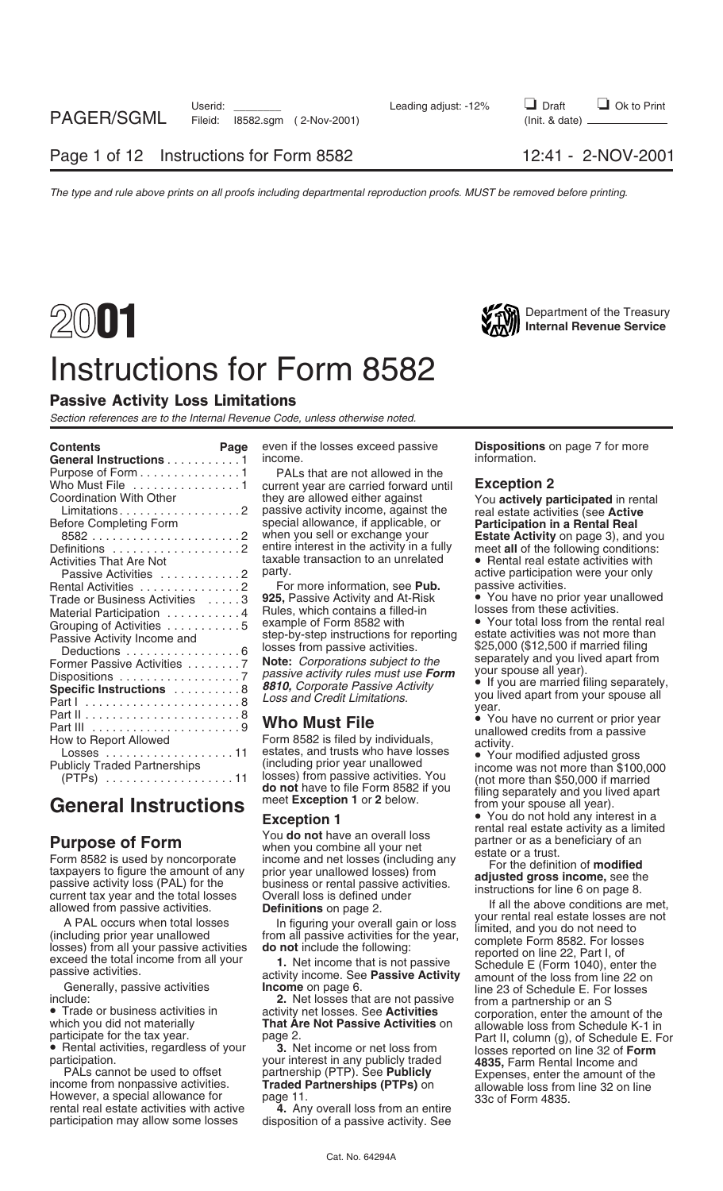# 2001 Instructions for Form 8582

Department of the Treasury
Internal Revenue Service

## Passive Activity Loss Limitations

*Section references are to the Internal Revenue Code, unless otherwise noted.*

| Contents | Page |
|---|---|
| **General Instructions** | 1 |
| Purpose of Form | 1 |
| Who Must File | 1 |
| Coordination With Other Limitations | 2 |
| Before Completing Form 8582 | 2 |
| Definitions | 2 |
| Activities That Are Not Passive Activities | 2 |
| Rental Activities | 2 |
| Trade or Business Activities | 3 |
| Material Participation | 4 |
| Grouping of Activities | 5 |
| Passive Activity Income and Deductions | 6 |
| Former Passive Activities | 7 |
| Dispositions | 7 |
| **Specific Instructions** | 8 |
| Part I | 8 |
| Part II | 8 |
| Part III | 9 |
| How to Report Allowed Losses | 11 |
| Publicly Traded Partnerships (PTPs) | 11 |

# General Instructions

## Purpose of Form

Form 8582 is used by noncorporate taxpayers to figure the amount of any passive activity loss (PAL) for the current tax year and the total losses allowed from passive activities.

A PAL occurs when total losses (including prior year unallowed losses) from all your passive activities exceed the total income from all your passive activities.

Generally, passive activities include:

- Trade or business activities in which you did not materially participate for the tax year.
- Rental activities, regardless of your participation.

PALs cannot be used to offset income from nonpassive activities. However, a special allowance for rental real estate activities with active participation may allow some losses even if the losses exceed passive income.

PALs that are not allowed in the current year are carried forward until they are allowed either against passive activity income, against the special allowance, if applicable, or when you sell or exchange your entire interest in the activity in a fully taxable transaction to an unrelated party.

For more information, see **Pub. 925,** Passive Activity and At-Risk Rules, which contains a filled-in example of Form 8582 with step-by-step instructions for reporting losses from passive activities.

**Note:** *Corporations subject to the passive activity rules must use* ***Form 8810,*** *Corporate Passive Activity Loss and Credit Limitations.*

## Who Must File

Form 8582 is filed by individuals, estates, and trusts who have losses (including prior year unallowed losses) from passive activities. You **do not** have to file Form 8582 if you meet **Exception 1** or **2** below.

### Exception 1

You **do not** have an overall loss when you combine all your net income and net losses (including any prior year unallowed losses) from business or rental passive activities. Overall loss is defined under **Definitions** on page 2.

In figuring your overall gain or loss from all passive activities for the year, **do not** include the following:

**1.** Net income that is not passive activity income. See **Passive Activity Income** on page 6.

**2.** Net losses that are not passive activity net losses. See **Activities That Are Not Passive Activities** on page 2.

**3.** Net income or net loss from your interest in any publicly traded partnership (PTP). See **Publicly Traded Partnerships (PTPs)** on page 11.

**4.** Any overall loss from an entire disposition of a passive activity. See **Dispositions** on page 7 for more information.

### Exception 2

You **actively participated** in rental real estate activities (see **Active Participation in a Rental Real Estate Activity** on page 3), and you meet **all** of the following conditions:

- Rental real estate activities with active participation were your only passive activities.
- You have no prior year unallowed losses from these activities.
- Your total loss from the rental real estate activities was not more than $25,000 ($12,500 if married filing separately and you lived apart from your spouse all year).
- If you are married filing separately, you lived apart from your spouse all year.
- You have no current or prior year unallowed credits from a passive activity.
- Your modified adjusted gross income was not more than $100,000 (not more than $50,000 if married filing separately and you lived apart from your spouse all year).
- You do not hold any interest in a rental real estate activity as a limited partner or as a beneficiary of an estate or a trust.

For the definition of **modified adjusted gross income,** see the instructions for line 6 on page 8.

If all the above conditions are met, your rental real estate losses are not limited, and you do not need to complete Form 8582. For losses reported on line 22, Part I, of Schedule E (Form 1040), enter the amount of the loss from line 22 on line 23 of Schedule E. For losses from a partnership or an S corporation, enter the amount of the allowable loss from Schedule K-1 in Part II, column (g), of Schedule E. For losses reported on line 32 of **Form 4835,** Farm Rental Income and Expenses, enter the amount of the allowable loss from line 32 on line 33c of Form 4835.

Cat. No. 64294A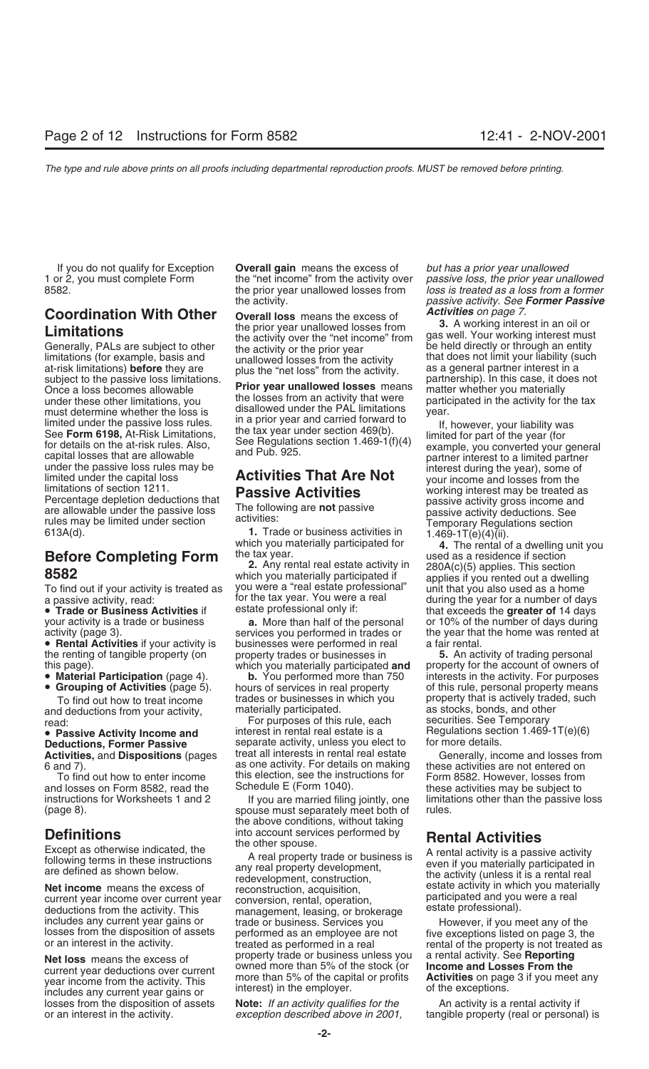If you do not qualify for Exception 1 or 2, you must complete Form 8582.

## Coordination With Other Limitations

Generally, PALs are subject to other limitations (for example, basis and at-risk limitations) **before** they are subject to the passive loss limitations. Once a loss becomes allowable under these other limitations, you must determine whether the loss is limited under the passive loss rules. See **Form 6198,** At-Risk Limitations, for details on the at-risk rules. Also, capital losses that are allowable under the passive loss rules may be limited under the capital loss limitations of section 1211.

Percentage depletion deductions that are allowable under the passive loss rules may be limited under section 613A(d).

## Before Completing Form 8582

To find out if your activity is treated as a passive activity, read:

- **Trade or Business Activities** if your activity is a trade or business activity (page 3).
- **Rental Activities** if your activity is the renting of tangible property (on this page).
- **Material Participation** (page 4).
- **Grouping of Activities** (page 5).

To find out how to treat income and deductions from your activity, read:

- **Passive Activity Income and Deductions, Former Passive Activities,** and **Dispositions** (pages 6 and 7).

To find out how to enter income and losses on Form 8582, read the instructions for Worksheets 1 and 2 (page 8).

## Definitions

Except as otherwise indicated, the following terms in these instructions are defined as shown below.

**Net income** means the excess of current year income over current year deductions from the activity. This includes any current year gains or losses from the disposition of assets or an interest in the activity.

**Net loss** means the excess of current year deductions over current year income from the activity. This includes any current year gains or losses from the disposition of assets or an interest in the activity.

**Overall gain** means the excess of the "net income" from the activity over the prior year unallowed losses from the activity.

**Overall loss** means the excess of the prior year unallowed losses from the activity over the "net income" from the activity or the prior year unallowed losses from the activity plus the "net loss" from the activity.

**Prior year unallowed losses** means the losses from an activity that were disallowed under the PAL limitations in a prior year and carried forward to the tax year under section 469(b). See Regulations section 1.469-1(f)(4) and Pub. 925.

## Activities That Are Not Passive Activities

The following are **not** passive activities:

**1.** Trade or business activities in which you materially participated for the tax year.

**2.** Any rental real estate activity in which you materially participated if you were a "real estate professional" for the tax year. You were a real estate professional only if:

**a.** More than half of the personal services you performed in trades or businesses were performed in real property trades or businesses in which you materially participated **and**

**b.** You performed more than 750 hours of services in real property trades or businesses in which you materially participated.

For purposes of this rule, each interest in rental real estate is a separate activity, unless you elect to treat all interests in rental real estate as one activity. For details on making this election, see the instructions for Schedule E (Form 1040).

If you are married filing jointly, one spouse must separately meet both of the above conditions, without taking into account services performed by the other spouse.

A real property trade or business is any real property development, redevelopment, construction, reconstruction, acquisition, conversion, rental, operation, management, leasing, or brokerage trade or business. Services you performed as an employee are not treated as performed in a real property trade or business unless you owned more than 5% of the stock (or more than 5% of the capital or profits interest) in the employer.

**Note:** *If an activity qualifies for the exception described above in 2001, but has a prior year unallowed passive loss, the prior year unallowed loss is treated as a loss from a former passive activity. See* ***Former Passive Activities*** *on page 7.*

**3.** A working interest in an oil or gas well. Your working interest must be held directly or through an entity that does not limit your liability (such as a general partner interest in a partnership). In this case, it does not matter whether you materially participated in the activity for the tax year.

If, however, your liability was limited for part of the year (for example, you converted your general partner interest to a limited partner interest during the year), some of your income and losses from the working interest may be treated as passive activity gross income and passive activity deductions. See Temporary Regulations section 1.469-1T(e)(4)(ii).

**4.** The rental of a dwelling unit you used as a residence if section 280A(c)(5) applies. This section applies if you rented out a dwelling unit that you also used as a home during the year for a number of days that exceeds the **greater of** 14 days or 10% of the number of days during the year that the home was rented at a fair rental.

**5.** An activity of trading personal property for the account of owners of interests in the activity. For purposes of this rule, personal property means property that is actively traded, such as stocks, bonds, and other securities. See Temporary Regulations section 1.469-1T(e)(6) for more details.

Generally, income and losses from these activities are not entered on Form 8582. However, losses from these activities may be subject to limitations other than the passive loss rules.

## Rental Activities

A rental activity is a passive activity even if you materially participated in the activity (unless it is a rental real estate activity in which you materially participated and you were a real estate professional).

However, if you meet any of the five exceptions listed on page 3, the rental of the property is not treated as a rental activity. See **Reporting Income and Losses From the Activities** on page 3 if you meet any of the exceptions.

An activity is a rental activity if tangible property (real or personal) is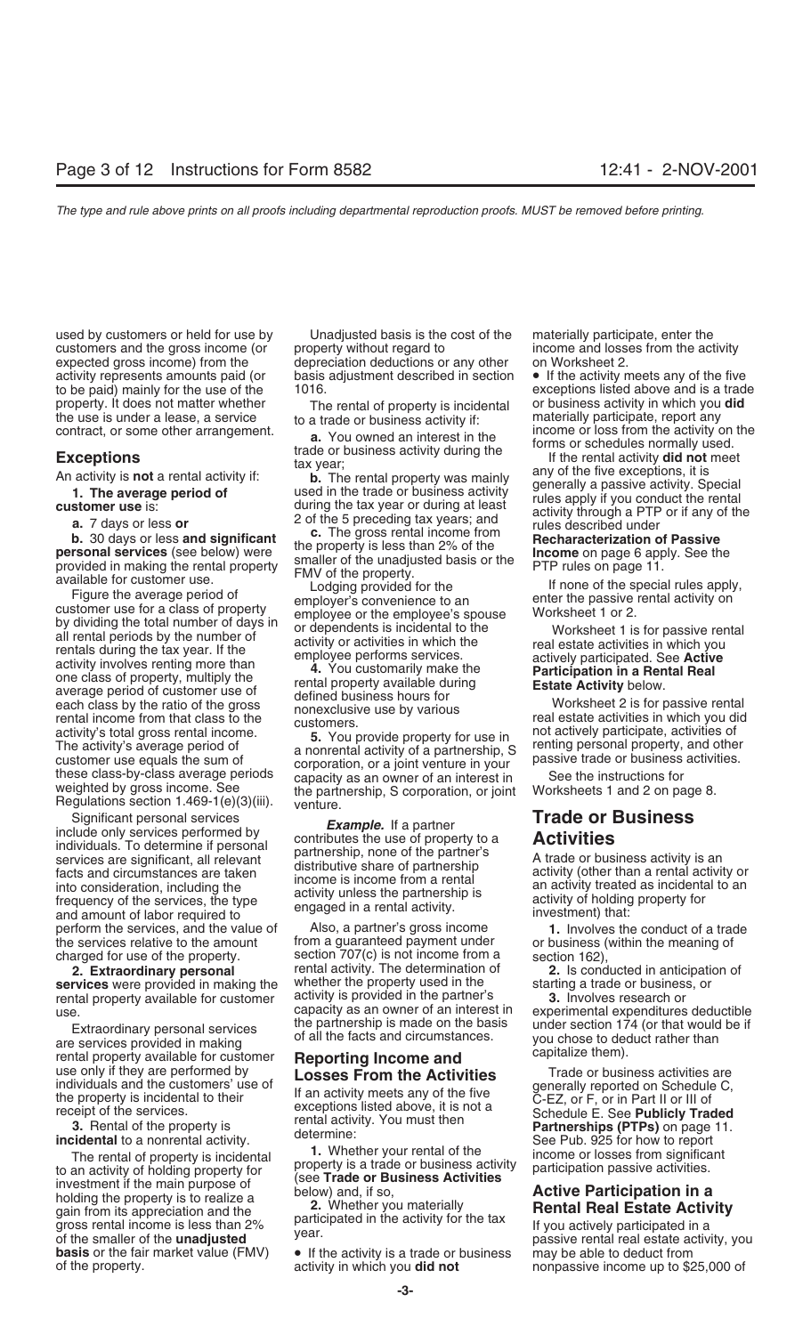used by customers or held for use by customers and the gross income (or expected gross income) from the activity represents amounts paid (or to be paid) mainly for the use of the property. It does not matter whether the use is under a lease, a service contract, or some other arrangement.

### Exceptions

An activity is **not** a rental activity if:

**1. The average period of customer use** is:

**a.** 7 days or less **or**

**b.** 30 days or less **and significant personal services** (see below) were provided in making the rental property available for customer use.

Figure the average period of customer use for a class of property by dividing the total number of days in all rental periods by the number of rentals during the tax year. If the activity involves renting more than one class of property, multiply the average period of customer use of each class by the ratio of the gross rental income from that class to the activity's total gross rental income. The activity's average period of customer use equals the sum of these class-by-class average periods weighted by gross income. See Regulations section 1.469-1(e)(3)(iii).

Significant personal services include only services performed by individuals. To determine if personal services are significant, all relevant facts and circumstances are taken into consideration, including the frequency of the services, the type and amount of labor required to perform the services, and the value of the services relative to the amount charged for use of the property.

**2. Extraordinary personal services** were provided in making the rental property available for customer use.

Extraordinary personal services are services provided in making rental property available for customer use only if they are performed by individuals and the customers' use of the property is incidental to their receipt of the services.

**3.** Rental of the property is **incidental** to a nonrental activity.

The rental of property is incidental to an activity of holding property for investment if the main purpose of holding the property is to realize a gain from its appreciation and the gross rental income is less than 2% of the smaller of the **unadjusted basis** or the fair market value (FMV) of the property.

Unadjusted basis is the cost of the property without regard to depreciation deductions or any other basis adjustment described in section 1016.

The rental of property is incidental to a trade or business activity if:

**a.** You owned an interest in the trade or business activity during the tax year;

**b.** The rental property was mainly used in the trade or business activity during the tax year or during at least 2 of the 5 preceding tax years; and

**c.** The gross rental income from the property is less than 2% of the smaller of the unadjusted basis or the FMV of the property.

Lodging provided for the employer's convenience to an employee or the employee's spouse or dependents is incidental to the activity or activities in which the employee performs services.

**4.** You customarily make the rental property available during defined business hours for nonexclusive use by various customers.

**5.** You provide property for use in a nonrental activity of a partnership, S corporation, or a joint venture in your capacity as an owner of an interest in the partnership, S corporation, or joint venture.

***Example.*** If a partner contributes the use of property to a partnership, none of the partner's distributive share of partnership income is income from a rental activity unless the partnership is engaged in a rental activity.

Also, a partner's gross income from a guaranteed payment under section 707(c) is not income from a rental activity. The determination of whether the property used in the activity is provided in the partner's capacity as an owner of an interest in the partnership is made on the basis of all the facts and circumstances.

### Reporting Income and Losses From the Activities

If an activity meets any of the five exceptions listed above, it is not a rental activity. You must then determine:

**1.** Whether your rental of the property is a trade or business activity (see **Trade or Business Activities** below) and, if so,

**2.** Whether you materially participated in the activity for the tax year.

• If the activity is a trade or business activity in which you **did not** materially participate, enter the income and losses from the activity on Worksheet 2.

• If the activity meets any of the five exceptions listed above and is a trade or business activity in which you **did** materially participate, report any income or loss from the activity on the forms or schedules normally used.

If the rental activity **did not** meet any of the five exceptions, it is generally a passive activity. Special rules apply if you conduct the rental activity through a PTP or if any of the rules described under **Recharacterization of Passive Income** on page 6 apply. See the PTP rules on page 11.

If none of the special rules apply, enter the passive rental activity on Worksheet 1 or 2.

Worksheet 1 is for passive rental real estate activities in which you actively participated. See **Active Participation in a Rental Real Estate Activity** below.

Worksheet 2 is for passive rental real estate activities in which you did not actively participate, activities of renting personal property, and other passive trade or business activities.

See the instructions for Worksheets 1 and 2 on page 8.

## Trade or Business Activities

A trade or business activity is an activity (other than a rental activity or an activity treated as incidental to an activity of holding property for investment) that:

**1.** Involves the conduct of a trade or business (within the meaning of section 162),

**2.** Is conducted in anticipation of starting a trade or business, or

**3.** Involves research or experimental expenditures deductible under section 174 (or that would be if you chose to deduct rather than capitalize them).

Trade or business activities are generally reported on Schedule C, C-EZ, or F, or in Part II or III of Schedule E. See **Publicly Traded Partnerships (PTPs)** on page 11. See Pub. 925 for how to report income or losses from significant participation passive activities.

## Active Participation in a Rental Real Estate Activity

If you actively participated in a passive rental real estate activity, you may be able to deduct from nonpassive income up to $25,000 of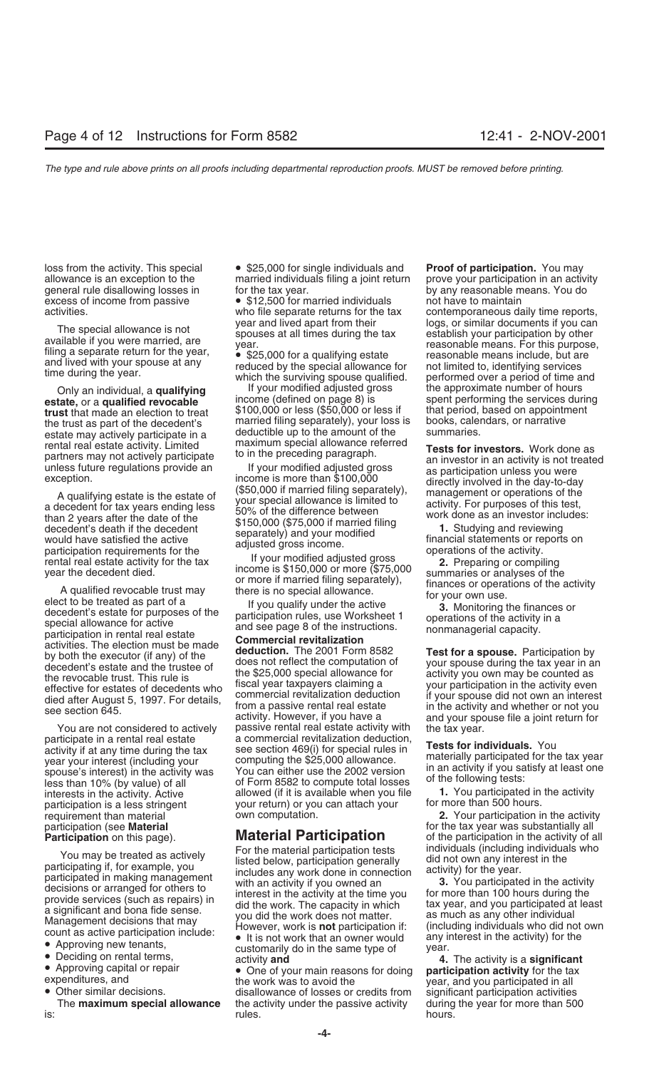loss from the activity. This special allowance is an exception to the general rule disallowing losses in excess of income from passive activities.

The special allowance is not available if you were married, are filing a separate return for the year, and lived with your spouse at any time during the year.

Only an individual, a **qualifying estate,** or a **qualified revocable trust** that made an election to treat the trust as part of the decedent's estate may actively participate in a rental real estate activity. Limited partners may not actively participate unless future regulations provide an exception.

A qualifying estate is the estate of a decedent for tax years ending less than 2 years after the date of the decedent's death if the decedent would have satisfied the active participation requirements for the rental real estate activity for the tax year the decedent died.

A qualified revocable trust may elect to be treated as part of a decedent's estate for purposes of the special allowance for active participation in rental real estate activities. The election must be made by both the executor (if any) of the decedent's estate and the trustee of the revocable trust. This rule is effective for estates of decedents who died after August 5, 1997. For details, see section 645.

You are not considered to actively participate in a rental real estate activity if at any time during the tax year your interest (including your spouse's interest) in the activity was less than 10% (by value) of all interests in the activity. Active participation is a less stringent requirement than material participation (see **Material Participation** on this page).

You may be treated as actively participating if, for example, you participated in making management decisions or arranged for others to provide services (such as repairs) in a significant and bona fide sense. Management decisions that may count as active participation include:

- Approving new tenants,
- Deciding on rental terms,
- Approving capital or repair expenditures, and
- Other similar decisions.

The **maximum special allowance** is:

- $25,000 for single individuals and married individuals filing a joint return for the tax year.
- $12,500 for married individuals who file separate returns for the tax year and lived apart from their spouses at all times during the tax year.
- $25,000 for a qualifying estate reduced by the special allowance for which the surviving spouse qualified.

If your modified adjusted gross income (defined on page 8) is $100,000 or less ($50,000 or less if married filing separately), your loss is deductible up to the amount of the maximum special allowance referred to in the preceding paragraph.

If your modified adjusted gross income is more than $100,000 ($50,000 if married filing separately), your special allowance is limited to 50% of the difference between $150,000 ($75,000 if married filing separately) and your modified adjusted gross income.

If your modified adjusted gross income is $150,000 or more ($75,000 or more if married filing separately), there is no special allowance.

If you qualify under the active participation rules, use Worksheet 1 and see page 8 of the instructions.

**Commercial revitalization deduction.** The 2001 Form 8582 does not reflect the computation of the $25,000 special allowance for fiscal year taxpayers claiming a commercial revitalization deduction from a passive rental real estate activity. However, if you have a passive rental real estate activity with a commercial revitalization deduction, see section 469(i) for special rules in computing the $25,000 allowance. You can either use the 2002 version of Form 8582 to compute total losses allowed (if it is available when you file your return) or you can attach your own computation.

## Material Participation

For the material participation tests listed below, participation generally includes any work done in connection with an activity if you owned an interest in the activity at the time you did the work. The capacity in which you did the work does not matter. However, work is **not** participation if:

- It is not work that an owner would customarily do in the same type of activity **and**
- One of your main reasons for doing the work was to avoid the disallowance of losses or credits from the activity under the passive activity rules.

**Proof of participation.** You may prove your participation in an activity by any reasonable means. You do not have to maintain contemporaneous daily time reports, logs, or similar documents if you can establish your participation by other reasonable means. For this purpose, reasonable means include, but are not limited to, identifying services performed over a period of time and the approximate number of hours spent performing the services during that period, based on appointment books, calendars, or narrative summaries.

**Tests for investors.** Work done as an investor in an activity is not treated as participation unless you were directly involved in the day-to-day management or operations of the activity. For purposes of this test, work done as an investor includes:

1. Studying and reviewing financial statements or reports on operations of the activity.
2. Preparing or compiling summaries or analyses of the finances or operations of the activity for your own use.
3. Monitoring the finances or operations of the activity in a nonmanagerial capacity.

**Test for a spouse.** Participation by your spouse during the tax year in an activity you own may be counted as your participation in the activity even if your spouse did not own an interest in the activity and whether or not you and your spouse file a joint return for the tax year.

**Tests for individuals.** You materially participated for the tax year in an activity if you satisfy at least one of the following tests:

1. You participated in the activity for more than 500 hours.
2. Your participation in the activity for the tax year was substantially all of the participation in the activity of all individuals (including individuals who did not own any interest in the activity) for the year.
3. You participated in the activity for more than 100 hours during the tax year, and you participated at least as much as any other individual (including individuals who did not own any interest in the activity) for the year.
4. The activity is a **significant participation activity** for the tax year, and you participated in all significant participation activities during the year for more than 500 hours.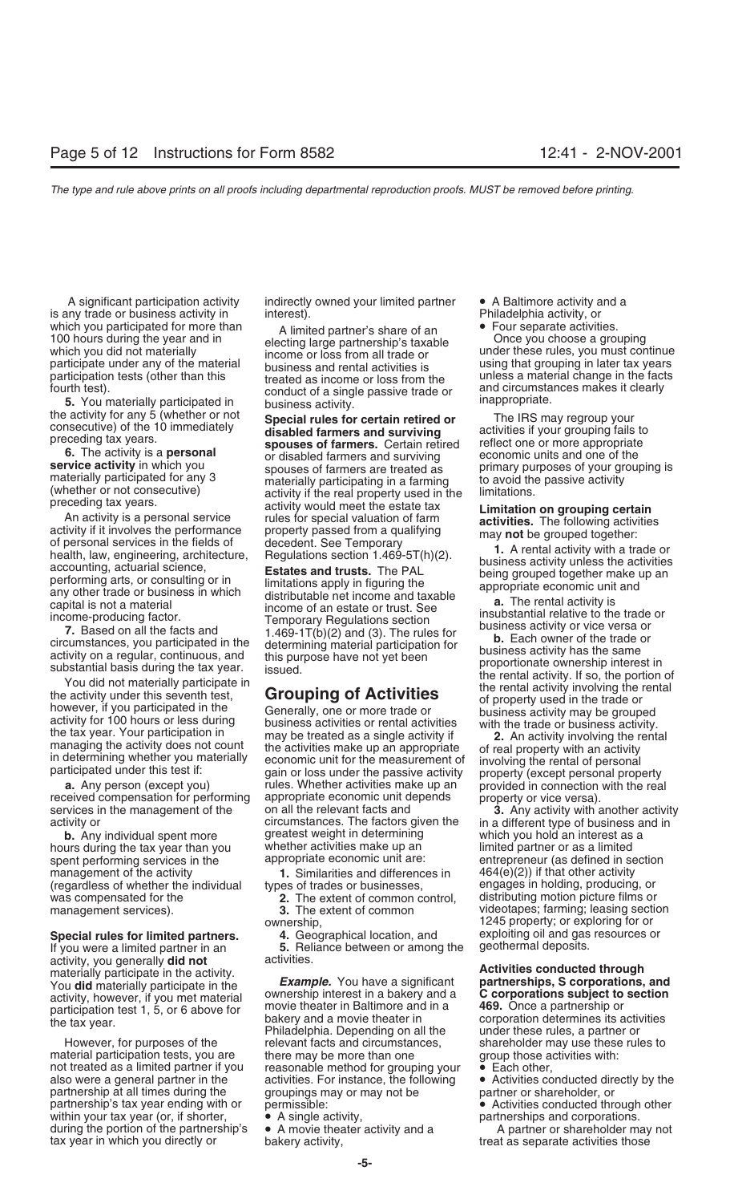A significant participation activity is any trade or business activity in which you participated for more than 100 hours during the year and in which you did not materially participate under any of the material participation tests (other than this fourth test).

**5.** You materially participated in the activity for any 5 (whether or not consecutive) of the 10 immediately preceding tax years.

**6.** The activity is a **personal service activity** in which you materially participated for any 3 (whether or not consecutive) preceding tax years.

An activity is a personal service activity if it involves the performance of personal services in the fields of health, law, engineering, architecture, accounting, actuarial science, performing arts, or consulting or in any other trade or business in which capital is not a material income-producing factor.

**7.** Based on all the facts and circumstances, you participated in the activity on a regular, continuous, and substantial basis during the tax year.

You did not materially participate in the activity under this seventh test, however, if you participated in the activity for 100 hours or less during the tax year. Your participation in managing the activity does not count in determining whether you materially participated under this test if:

**a.** Any person (except you) received compensation for performing services in the management of the activity or

**b.** Any individual spent more hours during the tax year than you spent performing services in the management of the activity (regardless of whether the individual was compensated for the management services).

**Special rules for limited partners.** If you were a limited partner in an activity, you generally **did not** materially participate in the activity. You **did** materially participate in the activity, however, if you met material participation test 1, 5, or 6 above for the tax year.

However, for purposes of the material participation tests, you are not treated as a limited partner if you also were a general partner in the partnership at all times during the partnership's tax year ending with or within your tax year (or, if shorter, during the portion of the partnership's tax year in which you directly or indirectly owned your limited partner interest).

A limited partner's share of an electing large partnership's taxable income or loss from all trade or business and rental activities is treated as income or loss from the conduct of a single passive trade or business activity.

**Special rules for certain retired or disabled farmers and surviving spouses of farmers.** Certain retired or disabled farmers and surviving spouses of farmers are treated as materially participating in a farming activity if the real property used in the activity would meet the estate tax rules for special valuation of farm property passed from a qualifying decedent. See Temporary Regulations section 1.469-5T(h)(2).

**Estates and trusts.** The PAL limitations apply in figuring the distributable net income and taxable income of an estate or trust. See Temporary Regulations section 1.469-1T(b)(2) and (3). The rules for determining material participation for this purpose have not yet been issued.

## Grouping of Activities

Generally, one or more trade or business activities or rental activities may be treated as a single activity if the activities make up an appropriate economic unit for the measurement of gain or loss under the passive activity rules. Whether activities make up an appropriate economic unit depends on all the relevant facts and circumstances. The factors given the greatest weight in determining whether activities make up an appropriate economic unit are:

**1.** Similarities and differences in types of trades or businesses,

**2.** The extent of common control,

**3.** The extent of common ownership,

**4.** Geographical location, and

**5.** Reliance between or among the activities.

***Example.*** You have a significant ownership interest in a bakery and a movie theater in Baltimore and in a bakery and a movie theater in Philadelphia. Depending on all the relevant facts and circumstances, there may be more than one reasonable method for grouping your activities. For instance, the following groupings may or may not be permissible:

- A single activity,
- A movie theater activity and a bakery activity,
- A Baltimore activity and a Philadelphia activity, or
- Four separate activities.

Once you choose a grouping under these rules, you must continue using that grouping in later tax years unless a material change in the facts and circumstances makes it clearly inappropriate.

The IRS may regroup your activities if your grouping fails to reflect one or more appropriate economic units and one of the primary purposes of your grouping is to avoid the passive activity limitations.

**Limitation on grouping certain activities.** The following activities may **not** be grouped together:

**1.** A rental activity with a trade or business activity unless the activities being grouped together make up an appropriate economic unit and

**a.** The rental activity is insubstantial relative to the trade or business activity or vice versa or

**b.** Each owner of the trade or business activity has the same proportionate ownership interest in the rental activity. If so, the portion of the rental activity involving the rental of property used in the trade or business activity may be grouped with the trade or business activity.

**2.** An activity involving the rental of real property with an activity involving the rental of personal property (except personal property provided in connection with the real property or vice versa).

**3.** Any activity with another activity in a different type of business and in which you hold an interest as a limited partner or as a limited entrepreneur (as defined in section 464(e)(2)) if that other activity engages in holding, producing, or distributing motion picture films or videotapes; farming; leasing section 1245 property; or exploring for or exploiting oil and gas resources or geothermal deposits.

**Activities conducted through partnerships, S corporations, and C corporations subject to section 469.** Once a partnership or corporation determines its activities under these rules, a partner or shareholder may use these rules to group those activities with:

- Each other,
- Activities conducted directly by the partner or shareholder, or
- Activities conducted through other partnerships and corporations.

A partner or shareholder may not treat as separate activities those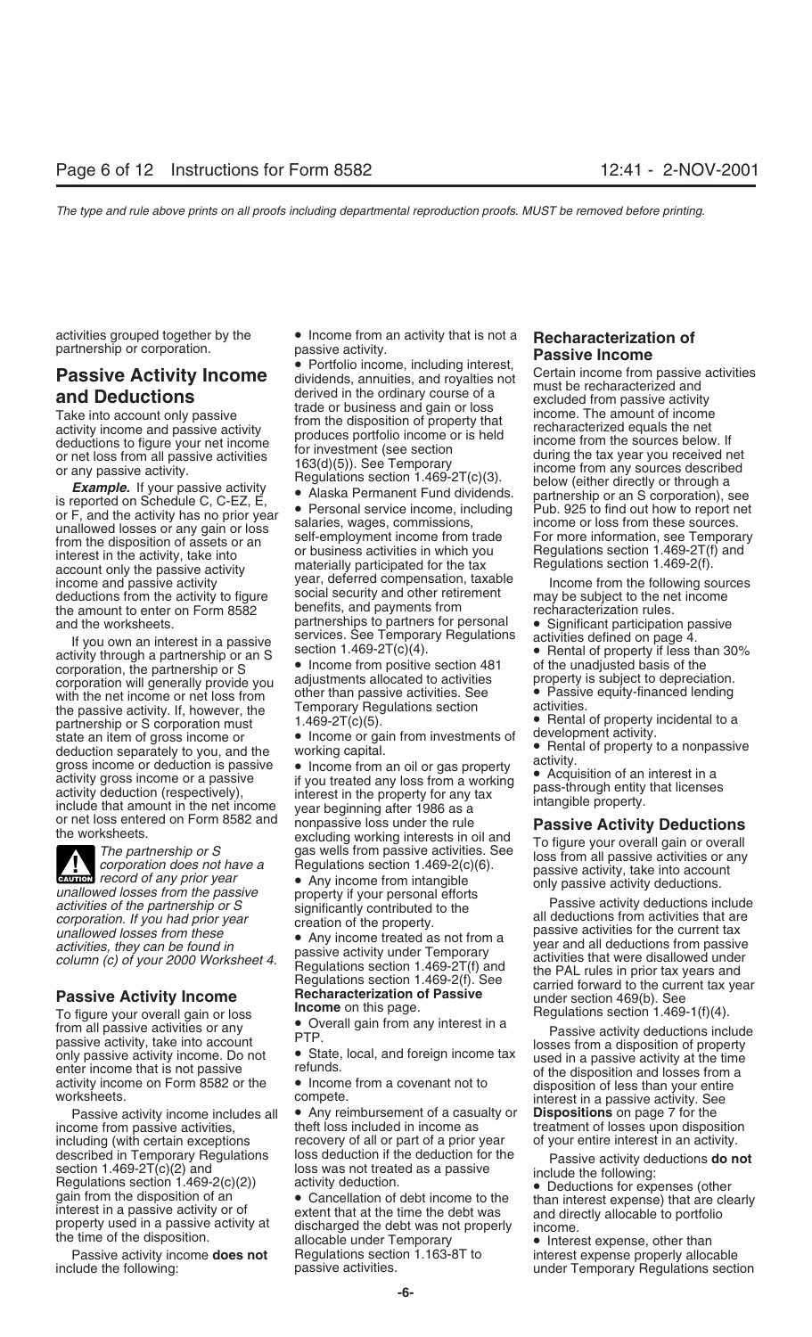activities grouped together by the partnership or corporation.

## Passive Activity Income and Deductions

Take into account only passive activity income and passive activity deductions to figure your net income or net loss from all passive activities or any passive activity.

***Example.*** If your passive activity is reported on Schedule C, C-EZ, E, or F, and the activity has no prior year unallowed losses or any gain or loss from the disposition of assets or an interest in the activity, take into account only the passive activity income and passive activity deductions from the activity to figure the amount to enter on Form 8582 and the worksheets.

If you own an interest in a passive activity through a partnership or an S corporation, the partnership or S corporation will generally provide you with the net income or net loss from the passive activity. If, however, the partnership or S corporation must state an item of gross income or deduction separately to you, and the gross income or deduction is passive activity gross income or a passive activity deduction (respectively), include that amount in the net income or net loss entered on Form 8582 and the worksheets.

**CAUTION** *The partnership or S corporation does not have a record of any prior year unallowed losses from the passive activities of the partnership or S corporation. If you had prior year unallowed losses from these activities, they can be found in column (c) of your 2000 Worksheet 4.*

### Passive Activity Income

To figure your overall gain or loss from all passive activities or any passive activity, take into account only passive activity income. Do not enter income that is not passive activity income on Form 8582 or the worksheets.

Passive activity income includes all income from passive activities, including (with certain exceptions described in Temporary Regulations section 1.469-2T(c)(2) and Regulations section 1.469-2(c)(2)) gain from the disposition of an interest in a passive activity or of property used in a passive activity at the time of the disposition.

Passive activity income **does not** include the following:

- Income from an activity that is not a passive activity.
- Portfolio income, including interest, dividends, annuities, and royalties not derived in the ordinary course of a trade or business and gain or loss from the disposition of property that produces portfolio income or is held for investment (see section 163(d)(5)). See Temporary Regulations section 1.469-2T(c)(3).
- Alaska Permanent Fund dividends.
- Personal service income, including salaries, wages, commissions, self-employment income from trade or business activities in which you materially participated for the tax year, deferred compensation, taxable social security and other retirement benefits, and payments from partnerships to partners for personal services. See Temporary Regulations section 1.469-2T(c)(4).
- Income from positive section 481 adjustments allocated to activities other than passive activities. See Temporary Regulations section 1.469-2T(c)(5).
- Income or gain from investments of working capital.
- Income from an oil or gas property if you treated any loss from a working interest in the property for any tax year beginning after 1986 as a nonpassive loss under the rule excluding working interests in oil and gas wells from passive activities. See Regulations section 1.469-2(c)(6).
- Any income from intangible property if your personal efforts significantly contributed to the creation of the property.
- Any income treated as not from a passive activity under Temporary Regulations section 1.469-2T(f) and Regulations section 1.469-2(f). See **Recharacterization of Passive Income** on this page.
- Overall gain from any interest in a PTP.
- State, local, and foreign income tax refunds.
- Income from a covenant not to compete.
- Any reimbursement of a casualty or theft loss included in income as recovery of all or part of a prior year loss deduction if the deduction for the loss was not treated as a passive activity deduction.
- Cancellation of debt income to the extent that at the time the debt was discharged the debt was not properly allocable under Temporary Regulations section 1.163-8T to passive activities.

### Recharacterization of Passive Income

Certain income from passive activities must be recharacterized and excluded from passive activity income. The amount of income recharacterized equals the net income from the sources below. If during the tax year you received net income from any sources described below (either directly or through a partnership or an S corporation), see Pub. 925 to find out how to report net income or loss from these sources. For more information, see Temporary Regulations section 1.469-2T(f) and Regulations section 1.469-2(f).

Income from the following sources may be subject to the net income recharacterization rules.

- Significant participation passive activities defined on page 4.
- Rental of property if less than 30% of the unadjusted basis of the property is subject to depreciation.
- Passive equity-financed lending activities.
- Rental of property incidental to a development activity.
- Rental of property to a nonpassive activity.
- Acquisition of an interest in a pass-through entity that licenses intangible property.

### Passive Activity Deductions

To figure your overall gain or overall loss from all passive activities or any passive activity, take into account only passive activity deductions.

Passive activity deductions include all deductions from activities that are passive activities for the current tax year and all deductions from passive activities that were disallowed under the PAL rules in prior tax years and carried forward to the current tax year under section 469(b). See Regulations section 1.469-1(f)(4).

Passive activity deductions include losses from a disposition of property used in a passive activity at the time of the disposition and losses from a disposition of less than your entire interest in a passive activity. See **Dispositions** on page 7 for the treatment of losses upon disposition of your entire interest in an activity.

Passive activity deductions **do not** include the following:

- Deductions for expenses (other than interest expense) that are clearly and directly allocable to portfolio income.
- Interest expense, other than interest expense properly allocable under Temporary Regulations section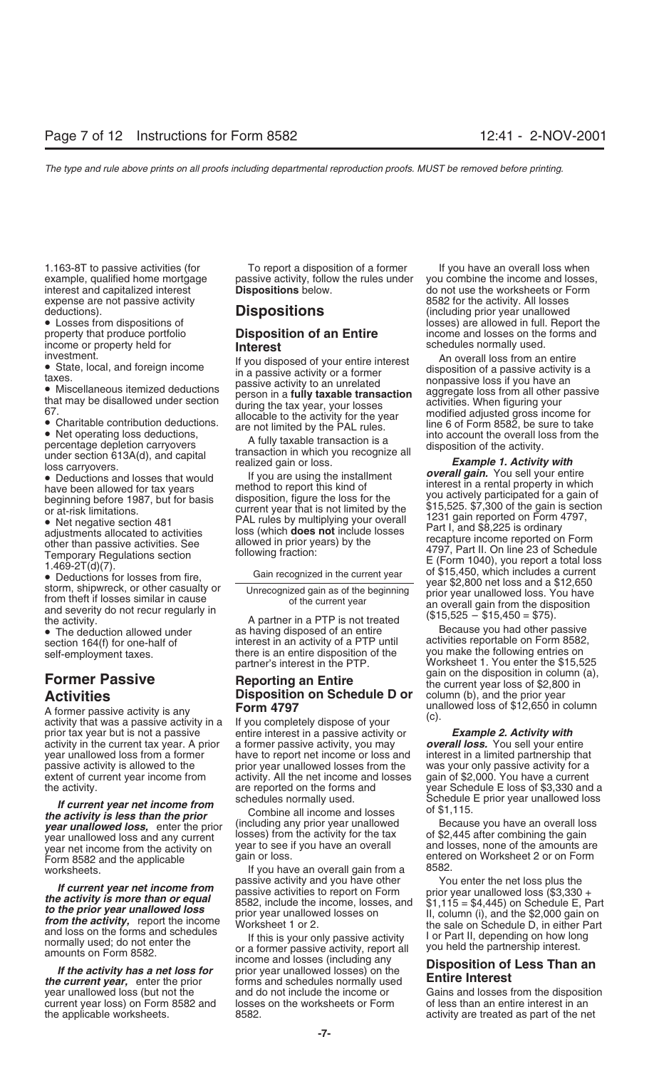1.163-8T to passive activities (for example, qualified home mortgage interest and capitalized interest expense are not passive activity deductions).

- Losses from dispositions of property that produce portfolio income or property held for investment.
- State, local, and foreign income taxes.
- Miscellaneous itemized deductions that may be disallowed under section 67.
- Charitable contribution deductions.
- Net operating loss deductions, percentage depletion carryovers under section 613A(d), and capital loss carryovers.
- Deductions and losses that would have been allowed for tax years beginning before 1987, but for basis or at-risk limitations.
- Net negative section 481 adjustments allocated to activities other than passive activities. See Temporary Regulations section 1.469-2T(d)(7).
- Deductions for losses from fire, storm, shipwreck, or other casualty or from theft if losses similar in cause and severity do not recur regularly in the activity.
- The deduction allowed under section 164(f) for one-half of self-employment taxes.

# Former Passive Activities

A former passive activity is any activity that was a passive activity in a prior tax year but is not a passive activity in the current tax year. A prior year unallowed loss from a former passive activity is allowed to the extent of current year income from the activity.

***If current year net income from the activity is less than the prior year unallowed loss,*** enter the prior year unallowed loss and any current year net income from the activity on Form 8582 and the applicable worksheets.

***If current year net income from the activity is more than or equal to the prior year unallowed loss from the activity,*** report the income and loss on the forms and schedules normally used; do not enter the amounts on Form 8582.

***If the activity has a net loss for the current year,*** enter the prior year unallowed loss (but not the current year loss) on Form 8582 and the applicable worksheets.

To report a disposition of a former passive activity, follow the rules under **Dispositions** below.

# Dispositions

## Disposition of an Entire Interest

If you disposed of your entire interest in a passive activity or a former passive activity to an unrelated person in a **fully taxable transaction** during the tax year, your losses allocable to the activity for the year are not limited by the PAL rules.

A fully taxable transaction is a transaction in which you recognize all realized gain or loss.

If you are using the installment method to report this kind of disposition, figure the loss for the current year that is not limited by the PAL rules by multiplying your overall loss (which **does not** include losses allowed in prior years) by the following fraction:

$$\frac{\text{Gain recognized in the current year}}{\text{Unrecognized gain as of the beginning of the current year}}$$

A partner in a PTP is not treated as having disposed of an entire interest in an activity of a PTP until there is an entire disposition of the partner's interest in the PTP.

## Reporting an Entire Disposition on Schedule D or Form 4797

If you completely dispose of your entire interest in a passive activity or a former passive activity, you may have to report net income or loss and prior year unallowed losses from the activity. All the net income and losses are reported on the forms and schedules normally used.

Combine all income and losses (including any prior year unallowed losses) from the activity for the tax year to see if you have an overall gain or loss.

If you have an overall gain from a passive activity and you have other passive activities to report on Form 8582, include the income, losses, and prior year unallowed losses on Worksheet 1 or 2.

If this is your only passive activity or a former passive activity, report all income and losses (including any prior year unallowed losses) on the forms and schedules normally used and do not include the income or losses on the worksheets or Form 8582.

If you have an overall loss when you combine the income and losses, do not use the worksheets or Form 8582 for the activity. All losses (including prior year unallowed losses) are allowed in full. Report the income and losses on the forms and schedules normally used.

An overall loss from an entire disposition of a passive activity is a nonpassive loss if you have an aggregate loss from all other passive activities. When figuring your modified adjusted gross income for line 6 of Form 8582, be sure to take into account the overall loss from the disposition of the activity.

***Example 1. Activity with overall gain.*** You sell your entire interest in a rental property in which you actively participated for a gain of $15,525. $7,300 of the gain is section 1231 gain reported on Form 4797, Part I, and $8,225 is ordinary recapture income reported on Form 4797, Part II. On line 23 of Schedule E (Form 1040), you report a total loss of $15,450, which includes a current year $2,800 net loss and a $12,650 prior year unallowed loss. You have an overall gain from the disposition ($15,525 − $15,450 = $75).

Because you had other passive activities reportable on Form 8582, you make the following entries on Worksheet 1. You enter the $15,525 gain on the disposition in column (a), the current year loss of $2,800 in column (b), and the prior year unallowed loss of $12,650 in column (c).

***Example 2. Activity with overall loss.*** You sell your entire interest in a limited partnership that was your only passive activity for a gain of $2,000. You have a current year Schedule E loss of $3,330 and a Schedule E prior year unallowed loss of $1,115.

Because you have an overall loss of $2,445 after combining the gain and losses, none of the amounts are entered on Worksheet 2 or on Form 8582.

You enter the net loss plus the prior year unallowed loss ($3,330 + $1,115 = $4,445) on Schedule E, Part II, column (i), and the $2,000 gain on the sale on Schedule D, in either Part I or Part II, depending on how long you held the partnership interest.

## Disposition of Less Than an Entire Interest

Gains and losses from the disposition of less than an entire interest in an activity are treated as part of the net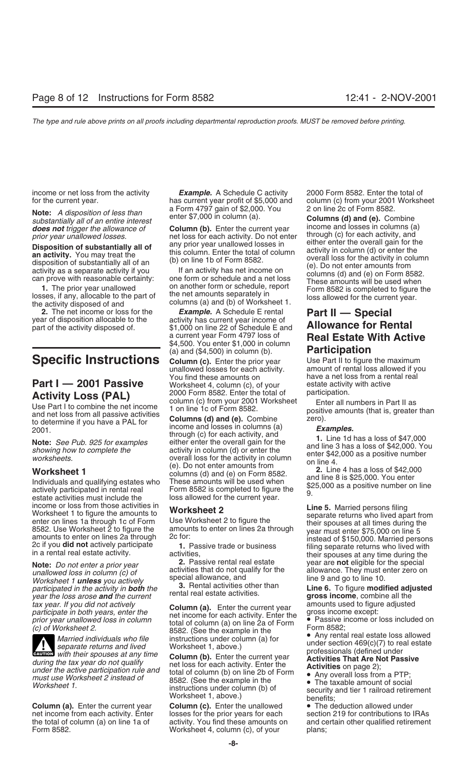income or net loss from the activity for the current year.

**Note:** *A disposition of less than substantially all of an entire interest* ***does not*** *trigger the allowance of prior year unallowed losses.*

**Disposition of substantially all of an activity.** You may treat the disposition of substantially all of an activity as a separate activity if you can prove with reasonable certainty:

**1.** The prior year unallowed losses, if any, allocable to the part of the activity disposed of and

**2.** The net income or loss for the year of disposition allocable to the part of the activity disposed of.

# Specific Instructions

## Part I — 2001 Passive Activity Loss (PAL)

Use Part I to combine the net income and net loss from all passive activities to determine if you have a PAL for 2001.

**Note:** *See Pub. 925 for examples showing how to complete the worksheets.*

### Worksheet 1

Individuals and qualifying estates who actively participated in rental real estate activities must include the income or loss from those activities in Worksheet 1 to figure the amounts to enter on lines 1a through 1c of Form 8582. Use Worksheet 2 to figure the amounts to enter on lines 2a through 2c if you **did not** actively participate in a rental real estate activity.

**Note:** *Do not enter a prior year unallowed loss in column (c) of Worksheet 1* ***unless*** *you actively participated in the activity in* ***both*** *the year the loss arose* ***and*** *the current tax year. If you did not actively participate in both years, enter the prior year unallowed loss in column (c) of Worksheet 2.*

**CAUTION** *Married individuals who file separate returns and lived with their spouses at any time during the tax year do not qualify under the active participation rule and must use Worksheet 2 instead of Worksheet 1.*

**Column (a).** Enter the current year net income from each activity. Enter the total of column (a) on line 1a of Form 8582.

***Example.*** A Schedule C activity has current year profit of $5,000 and a Form 4797 gain of $2,000. You enter $7,000 in column (a).

**Column (b).** Enter the current year net loss for each activity. Do not enter any prior year unallowed losses in this column. Enter the total of column (b) on line 1b of Form 8582.

If an activity has net income on one form or schedule and a net loss on another form or schedule, report the net amounts separately in columns (a) and (b) of Worksheet 1.

***Example.*** A Schedule E rental activity has current year income of $1,000 on line 22 of Schedule E and a current year Form 4797 loss of $4,500. You enter $1,000 in column (a) and ($4,500) in column (b).

**Column (c).** Enter the prior year unallowed losses for each activity. You find these amounts on Worksheet 4, column (c), of your 2000 Form 8582. Enter the total of column (c) from your 2001 Worksheet 1 on line 1c of Form 8582.

**Columns (d) and (e).** Combine income and losses in columns (a) through (c) for each activity, and either enter the overall gain for the activity in column (d) or enter the overall loss for the activity in column (e). Do not enter amounts from columns (d) and (e) on Form 8582. These amounts will be used when Form 8582 is completed to figure the loss allowed for the current year.

### Worksheet 2

Use Worksheet 2 to figure the amounts to enter on lines 2a through 2c for:

**1.** Passive trade or business activities,

**2.** Passive rental real estate activities that do not qualify for the special allowance, and

**3.** Rental activities other than rental real estate activities.

**Column (a).** Enter the current year net income for each activity. Enter the total of column (a) on line 2a of Form 8582. (See the example in the instructions under column (a) for Worksheet 1, above.)

**Column (b).** Enter the current year net loss for each activity. Enter the total of column (b) on line 2b of Form 8582. (See the example in the instructions under column (b) of Worksheet 1, above.)

**Column (c).** Enter the unallowed losses for the prior years for each activity. You find these amounts on Worksheet 4, column (c), of your 2000 Form 8582. Enter the total of column (c) from your 2001 Worksheet 2 on line 2c of Form 8582.

**Columns (d) and (e).** Combine income and losses in columns (a) through (c) for each activity, and either enter the overall gain for the activity in column (d) or enter the overall loss for the activity in column (e). Do not enter amounts from columns (d) and (e) on Form 8582. These amounts will be used when Form 8582 is completed to figure the loss allowed for the current year.

## Part II — Special Allowance for Rental Real Estate With Active Participation

Use Part II to figure the maximum amount of rental loss allowed if you have a net loss from a rental real estate activity with active participation.

Enter all numbers in Part II as positive amounts (that is, greater than zero).

***Examples.***

**1.** Line 1d has a loss of $47,000 and line 3 has a loss of $42,000. You enter $42,000 as a positive number on line 4.

**2.** Line 4 has a loss of $42,000 and line 8 is $25,000. You enter $25,000 as a positive number on line 9.

**Line 5.** Married persons filing separate returns who lived apart from their spouses at all times during the year must enter $75,000 on line 5 instead of $150,000. Married persons filing separate returns who lived with their spouses at any time during the year are **not** eligible for the special allowance. They must enter zero on line 9 and go to line 10.

**Line 6.** To figure **modified adjusted gross income**, combine all the amounts used to figure adjusted gross income except:

- Passive income or loss included on Form 8582;
- Any rental real estate loss allowed under section 469(c)(7) to real estate professionals (defined under **Activities That Are Not Passive Activities** on page 2);
- Any overall loss from a PTP;
- The taxable amount of social security and tier 1 railroad retirement benefits;
- The deduction allowed under section 219 for contributions to IRAs and certain other qualified retirement plans;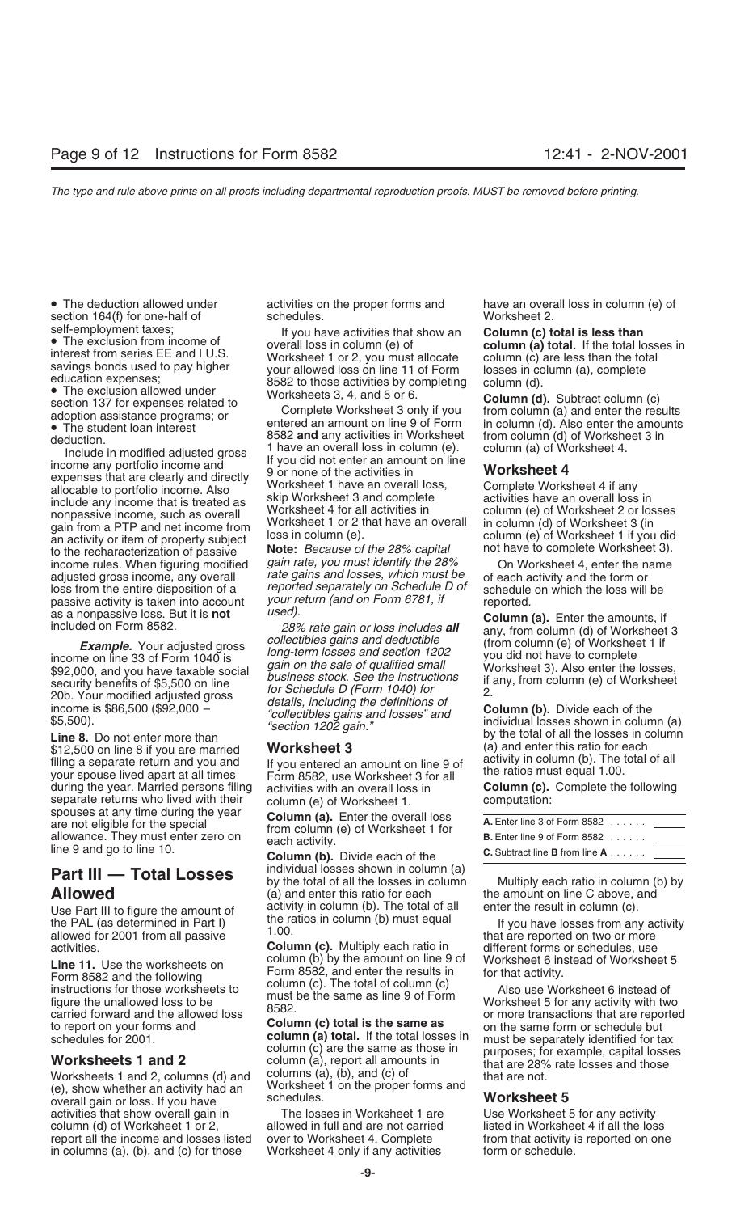- The deduction allowed under section 164(f) for one-half of self-employment taxes;
- The exclusion from income of interest from series EE and I U.S. savings bonds used to pay higher education expenses;
- The exclusion allowed under section 137 for expenses related to adoption assistance programs; or
- The student loan interest deduction.

Include in modified adjusted gross income any portfolio income and expenses that are clearly and directly allocable to portfolio income. Also include any income that is treated as nonpassive income, such as overall gain from a PTP and net income from an activity or item of property subject to the recharacterization of passive income rules. When figuring modified adjusted gross income, any overall loss from the entire disposition of a passive activity is taken into account as a nonpassive loss. But it is **not** included on Form 8582.

***Example.*** Your adjusted gross income on line 33 of Form 1040 is $92,000, and you have taxable social security benefits of $5,500 on line 20b. Your modified adjusted gross income is $86,500 ($92,000 – $5,500).

**Line 8.** Do not enter more than $12,500 on line 8 if you are married filing a separate return and you and your spouse lived apart at all times during the year. Married persons filing separate returns who lived with their spouses at any time during the year are not eligible for the special allowance. They must enter zero on line 9 and go to line 10.

## Part III — Total Losses Allowed

Use Part III to figure the amount of the PAL (as determined in Part I) allowed for 2001 from all passive activities.

**Line 11.** Use the worksheets on Form 8582 and the following instructions for those worksheets to figure the unallowed loss to be carried forward and the allowed loss to report on your forms and schedules for 2001.

### Worksheets 1 and 2

Worksheets 1 and 2, columns (d) and (e), show whether an activity had an overall gain or loss. If you have activities that show overall gain in column (d) of Worksheet 1 or 2, report all the income and losses listed in columns (a), (b), and (c) for those activities on the proper forms and schedules.

If you have activities that show an overall loss in column (e) of Worksheet 1 or 2, you must allocate your allowed loss on line 11 of Form 8582 to those activities by completing Worksheets 3, 4, and 5 or 6.

Complete Worksheet 3 only if you entered an amount on line 9 of Form 8582 **and** any activities in Worksheet 1 have an overall loss in column (e). If you did not enter an amount on line 9 or none of the activities in Worksheet 1 have an overall loss, skip Worksheet 3 and complete Worksheet 4 for all activities in Worksheet 1 or 2 that have an overall loss in column (e).

**Note:** *Because of the 28% capital gain rate, you must identify the 28% rate gains and losses, which must be reported separately on Schedule D of your return (and on Form 6781, if used).*

*28% rate gain or loss includes **all** collectibles gains and deductible long-term losses and section 1202 gain on the sale of qualified small business stock. See the instructions for Schedule D (Form 1040) for details, including the definitions of "collectibles gains and losses" and "section 1202 gain."*

### Worksheet 3

If you entered an amount on line 9 of Form 8582, use Worksheet 3 for all activities with an overall loss in column (e) of Worksheet 1.

**Column (a).** Enter the overall loss from column (e) of Worksheet 1 for each activity.

**Column (b).** Divide each of the individual losses shown in column (a) by the total of all the losses in column (a) and enter this ratio for each activity in column (b). The total of all the ratios in column (b) must equal 1.00.

**Column (c).** Multiply each ratio in column (b) by the amount on line 9 of Form 8582, and enter the results in column (c). The total of column (c) must be the same as line 9 of Form 8582.

**Column (c) total is the same as column (a) total.** If the total losses in column (c) are the same as those in column (a), report all amounts in columns (a), (b), and (c) of Worksheet 1 on the proper forms and schedules.

The losses in Worksheet 1 are allowed in full and are not carried over to Worksheet 4. Complete Worksheet 4 only if any activities have an overall loss in column (e) of Worksheet 2.

**Column (c) total is less than column (a) total.** If the total losses in column (c) are less than the total losses in column (a), complete column (d).

**Column (d).** Subtract column (c) from column (a) and enter the results in column (d). Also enter the amounts from column (d) of Worksheet 3 in column (a) of Worksheet 4.

### Worksheet 4

Complete Worksheet 4 if any activities have an overall loss in column (e) of Worksheet 2 or losses in column (d) of Worksheet 3 (in column (e) of Worksheet 1 if you did not have to complete Worksheet 3).

On Worksheet 4, enter the name of each activity and the form or schedule on which the loss will be reported.

**Column (a).** Enter the amounts, if any, from column (d) of Worksheet 3 (from column (e) of Worksheet 1 if you did not have to complete Worksheet 3). Also enter the losses, if any, from column (e) of Worksheet 2.

**Column (b).** Divide each of the individual losses shown in column (a) by the total of all the losses in column (a) and enter this ratio for each activity in column (b). The total of all the ratios must equal 1.00.

**Column (c).** Complete the following computation:

| | |
|---|---|
| **A.** Enter line 3 of Form 8582 . . . . . . | _____ |
| **B.** Enter line 9 of Form 8582 . . . . . . | _____ |
| **C.** Subtract line **B** from line **A** . . . . . . | _____ |

Multiply each ratio in column (b) by the amount on line C above, and enter the result in column (c).

If you have losses from any activity that are reported on two or more different forms or schedules, use Worksheet 6 instead of Worksheet 5 for that activity.

Also use Worksheet 6 instead of Worksheet 5 for any activity with two or more transactions that are reported on the same form or schedule but must be separately identified for tax purposes; for example, capital losses that are 28% rate losses and those that are not.

### Worksheet 5

Use Worksheet 5 for any activity listed in Worksheet 4 if all the loss from that activity is reported on one form or schedule.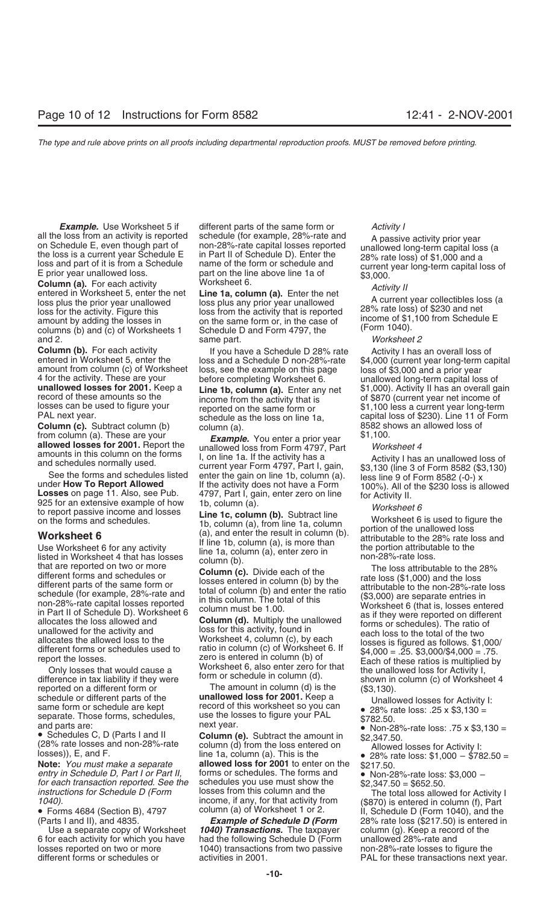***Example.*** Use Worksheet 5 if all the loss from an activity is reported on Schedule E, even though part of the loss is a current year Schedule E loss and part of it is from a Schedule E prior year unallowed loss.

**Column (a).** For each activity entered in Worksheet 5, enter the net loss plus the prior year unallowed loss for the activity. Figure this amount by adding the losses in columns (b) and (c) of Worksheets 1 and 2.

**Column (b).** For each activity entered in Worksheet 5, enter the amount from column (c) of Worksheet 4 for the activity. These are your **unallowed losses for 2001.** Keep a record of these amounts so the losses can be used to figure your PAL next year.

**Column (c).** Subtract column (b) from column (a). These are your **allowed losses for 2001.** Report the amounts in this column on the forms and schedules normally used.

See the forms and schedules listed under **How To Report Allowed Losses** on page 11. Also, see Pub. 925 for an extensive example of how to report passive income and losses on the forms and schedules.

## Worksheet 6

Use Worksheet 6 for any activity listed in Worksheet 4 that has losses that are reported on two or more different forms and schedules or different parts of the same form or schedule (for example, 28%-rate and non-28%-rate capital losses reported in Part II of Schedule D). Worksheet 6 allocates the loss allowed and unallowed for the activity and allocates the allowed loss to the different forms or schedules used to report the losses.

Only losses that would cause a difference in tax liability if they were reported on a different form or schedule or different parts of the same form or schedule are kept separate. Those forms, schedules, and parts are:

- Schedules C, D (Parts I and II (28% rate losses and non-28%-rate losses)), E, and F.

**Note:** *You must make a separate entry in Schedule D, Part I or Part II, for each transaction reported. See the instructions for Schedule D (Form 1040).*

- Forms 4684 (Section B), 4797 (Parts I and II), and 4835.

Use a separate copy of Worksheet 6 for each activity for which you have losses reported on two or more different forms or schedules or different parts of the same form or schedule (for example, 28%-rate and non-28%-rate capital losses reported in Part II of Schedule D). Enter the name of the form or schedule and part on the line above line 1a of Worksheet 6.

**Line 1a, column (a).** Enter the net loss plus any prior year unallowed loss from the activity that is reported on the same form or, in the case of Schedule D and Form 4797, the same part.

If you have a Schedule D 28% rate loss and a Schedule D non-28%-rate loss, see the example on this page before completing Worksheet 6.

**Line 1b, column (a).** Enter any net income from the activity that is reported on the same form or schedule as the loss on line 1a, column (a).

***Example.*** You enter a prior year unallowed loss from Form 4797, Part I, on line 1a. If the activity has a current year Form 4797, Part I, gain, enter the gain on line 1b, column (a). If the activity does not have a Form 4797, Part I, gain, enter zero on line 1b, column (a).

**Line 1c, column (b).** Subtract line 1b, column (a), from line 1a, column (a), and enter the result in column (b). If line 1b, column (a), is more than line 1a, column (a), enter zero in column (b).

**Column (c).** Divide each of the losses entered in column (b) by the total of column (b) and enter the ratio in this column. The total of this column must be 1.00.

**Column (d).** Multiply the unallowed loss for this activity, found in Worksheet 4, column (c), by each ratio in column (c) of Worksheet 6. If zero is entered in column (b) of Worksheet 6, also enter zero for that form or schedule in column (d).

The amount in column (d) is the **unallowed loss for 2001.** Keep a record of this worksheet so you can use the losses to figure your PAL next year.

**Column (e).** Subtract the amount in column (d) from the loss entered on line 1a, column (a). This is the **allowed loss for 2001** to enter on the forms or schedules. The forms and schedules you use must show the losses from this column and the income, if any, for that activity from column (a) of Worksheet 1 or 2.

***Example of Schedule D (Form 1040) Transactions.*** The taxpayer had the following Schedule D (Form 1040) transactions from two passive activities in 2001.

*Activity I*

A passive activity prior year unallowed long-term capital loss (a 28% rate loss) of $1,000 and a current year long-term capital loss of $3,000.

*Activity II*

A current year collectibles loss (a 28% rate loss) of $230 and net income of $1,100 from Schedule E (Form 1040).

*Worksheet 2*

Activity I has an overall loss of $4,000 (current year long-term capital loss of $3,000 and a prior year unallowed long-term capital loss of $1,000). Activity II has an overall gain of $870 (current year net income of $1,100 less a current year long-term capital loss of $230). Line 11 of Form 8582 shows an allowed loss of $1,100.

*Worksheet 4*

Activity I has an unallowed loss of $3,130 (line 3 of Form 8582 ($3,130) less line 9 of Form 8582 (-0-) x 100%). All of the $230 loss is allowed for Activity II.

*Worksheet 6*

Worksheet 6 is used to figure the portion of the unallowed loss attributable to the 28% rate loss and the portion attributable to the non-28%-rate loss.

The loss attributable to the 28% rate loss ($1,000) and the loss attributable to the non-28%-rate loss ($3,000) are separate entries in Worksheet 6 (that is, losses entered as if they were reported on different forms or schedules). The ratio of each loss to the total of the two losses is figured as follows. $1,000/$4,000 = .25. $3,000/$4,000 = .75. Each of these ratios is multiplied by the unallowed loss for Activity I, shown in column (c) of Worksheet 4 ($3,130).

Unallowed losses for Activity I:

- 28% rate loss: .25 x $3,130 = $782.50.
- Non-28%-rate loss: .75 x $3,130 = $2,347.50.

Allowed losses for Activity I:

- 28% rate loss: $1,000 − $782.50 = $217.50.
- Non-28%-rate loss: $3,000 − $2,347.50 = $652.50.

The total loss allowed for Activity I ($870) is entered in column (f), Part II, Schedule D (Form 1040), and the 28% rate loss ($217.50) is entered in column (g). Keep a record of the unallowed 28%-rate and non-28%-rate losses to figure the PAL for these transactions next year.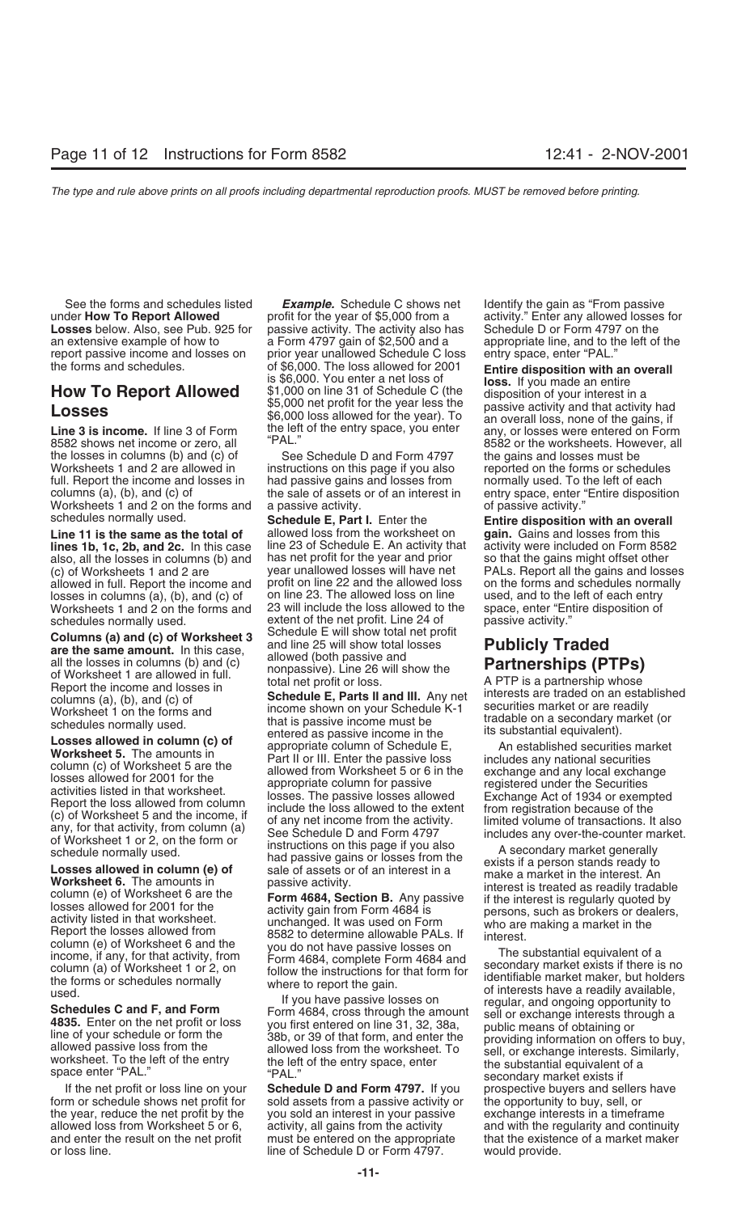See the forms and schedules listed under **How To Report Allowed Losses** below. Also, see Pub. 925 for an extensive example of how to report passive income and losses on the forms and schedules.

## How To Report Allowed Losses

**Line 3 is income.** If line 3 of Form 8582 shows net income or zero, all the losses in columns (b) and (c) of Worksheets 1 and 2 are allowed in full. Report the income and losses in columns (a), (b), and (c) of Worksheets 1 and 2 on the forms and schedules normally used.

**Line 11 is the same as the total of lines 1b, 1c, 2b, and 2c.** In this case also, all the losses in columns (b) and (c) of Worksheets 1 and 2 are allowed in full. Report the income and losses in columns (a), (b), and (c) of Worksheets 1 and 2 on the forms and schedules normally used.

**Columns (a) and (c) of Worksheet 3 are the same amount.** In this case, all the losses in columns (b) and (c) of Worksheet 1 are allowed in full. Report the income and losses in columns (a), (b), and (c) of Worksheet 1 on the forms and schedules normally used.

**Losses allowed in column (c) of Worksheet 5.** The amounts in column (c) of Worksheet 5 are the losses allowed for 2001 for the activities listed in that worksheet. Report the loss allowed from column (c) of Worksheet 5 and the income, if any, for that activity, from column (a) of Worksheet 1 or 2, on the form or schedule normally used.

**Losses allowed in column (e) of Worksheet 6.** The amounts in column (e) of Worksheet 6 are the losses allowed for 2001 for the activity listed in that worksheet. Report the losses allowed from column (e) of Worksheet 6 and the income, if any, for that activity, from column (a) of Worksheet 1 or 2, on the forms or schedules normally used.

**Schedules C and F, and Form 4835.** Enter on the net profit or loss line of your schedule or form the allowed passive loss from the worksheet. To the left of the entry space enter "PAL."

If the net profit or loss line on your form or schedule shows net profit for the year, reduce the net profit by the allowed loss from Worksheet 5 or 6, and enter the result on the net profit or loss line.

***Example.*** Schedule C shows net profit for the year of $5,000 from a passive activity. The activity also has a Form 4797 gain of $2,500 and a prior year unallowed Schedule C loss of $6,000. The loss allowed for 2001 is $6,000. You enter a net loss of $1,000 on line 31 of Schedule C (the $5,000 net profit for the year less the $6,000 loss allowed for the year). To the left of the entry space, you enter "PAL."

See Schedule D and Form 4797 instructions on this page if you also had passive gains and losses from the sale of assets or of an interest in a passive activity.

**Schedule E, Part I.** Enter the allowed loss from the worksheet on line 23 of Schedule E. An activity that has net profit for the year and prior year unallowed losses will have net profit on line 22 and the allowed loss on line 23. The allowed loss on line 23 will include the loss allowed to the extent of the net profit. Line 24 of Schedule E will show total net profit and line 25 will show total losses allowed (both passive and nonpassive). Line 26 will show the total net profit or loss.

**Schedule E, Parts II and III.** Any net income shown on your Schedule K-1 that is passive income must be entered as passive income in the appropriate column of Schedule E, Part II or III. Enter the passive loss allowed from Worksheet 5 or 6 in the appropriate column for passive losses. The passive losses allowed include the loss allowed to the extent of any net income from the activity.

See Schedule D and Form 4797 instructions on this page if you also had passive gains or losses from the sale of assets or of an interest in a passive activity.

**Form 4684, Section B.** Any passive activity gain from Form 4684 is unchanged. It was used on Form 8582 to determine allowable PALs. If you do not have passive losses on Form 4684, complete Form 4684 and follow the instructions for that form for where to report the gain.

If you have passive losses on Form 4684, cross through the amount you first entered on line 31, 32, 38a, 38b, or 39 of that form, and enter the allowed loss from the worksheet. To the left of the entry space, enter "PAL."

**Schedule D and Form 4797.** If you sold assets from a passive activity or you sold an interest in your passive activity, all gains from the activity must be entered on the appropriate line of Schedule D or Form 4797. Identify the gain as "From passive activity." Enter any allowed losses for Schedule D or Form 4797 on the appropriate line, and to the left of the entry space, enter "PAL."

**Entire disposition with an overall loss.** If you made an entire disposition of your interest in a passive activity and that activity had an overall loss, none of the gains, if any, or losses were entered on Form 8582 or the worksheets. However, all the gains and losses must be reported on the forms or schedules normally used. To the left of each entry space, enter "Entire disposition of passive activity."

**Entire disposition with an overall gain.** Gains and losses from this activity were included on Form 8582 so that the gains might offset other PALs. Report all the gains and losses on the forms and schedules normally used, and to the left of each entry space, enter "Entire disposition of passive activity."

## Publicly Traded Partnerships (PTPs)

A PTP is a partnership whose interests are traded on an established securities market or are readily tradable on a secondary market (or its substantial equivalent).

An established securities market includes any national securities exchange and any local exchange registered under the Securities Exchange Act of 1934 or exempted from registration because of the limited volume of transactions. It also includes any over-the-counter market.

A secondary market generally exists if a person stands ready to make a market in the interest. An interest is treated as readily tradable if the interest is regularly quoted by persons, such as brokers or dealers, who are making a market in the interest.

The substantial equivalent of a secondary market exists if there is no identifiable market maker, but holders of interests have a readily available, regular, and ongoing opportunity to sell or exchange interests through a public means of obtaining or providing information on offers to buy, sell, or exchange interests. Similarly, the substantial equivalent of a secondary market exists if prospective buyers and sellers have the opportunity to buy, sell, or exchange interests in a timeframe and with the regularity and continuity that the existence of a market maker would provide.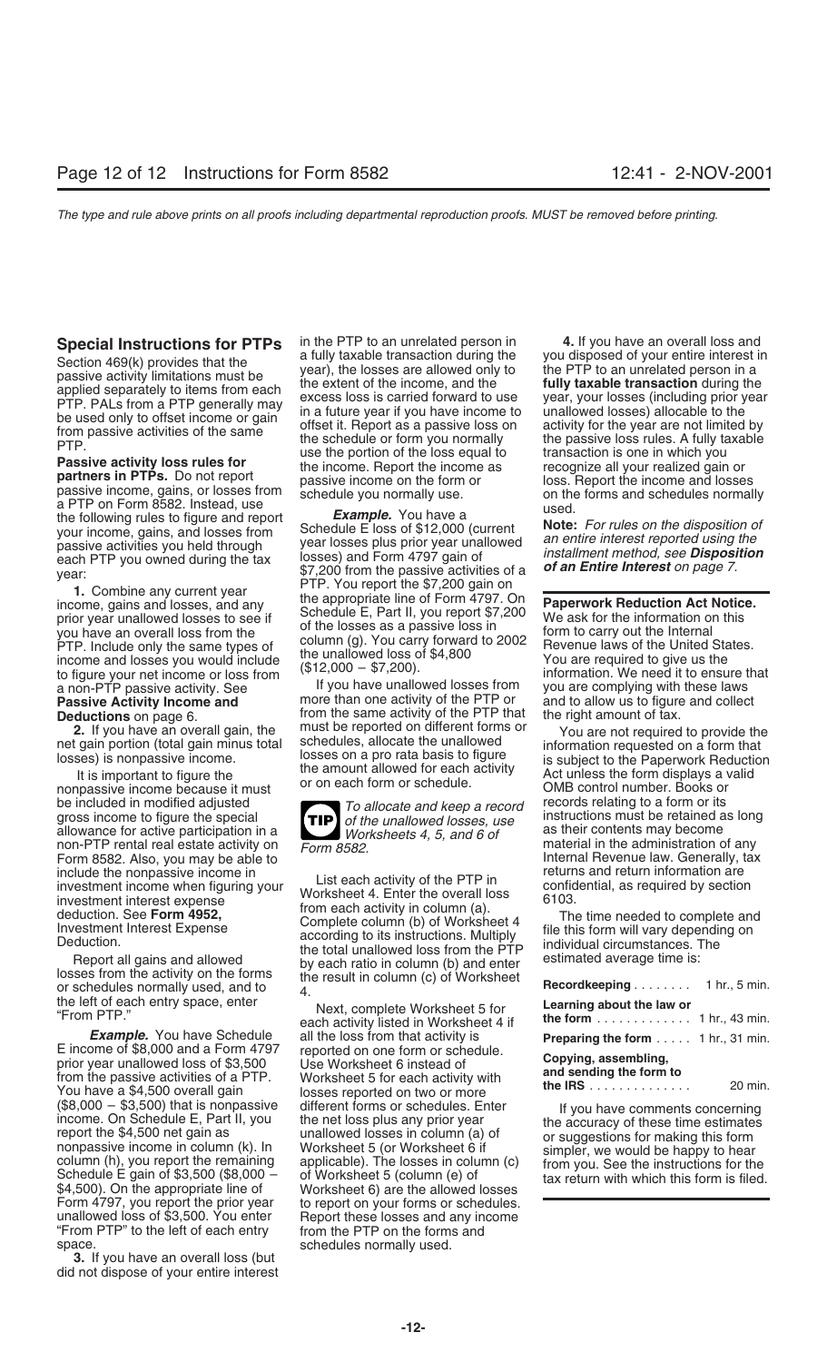## Special Instructions for PTPs

Section 469(k) provides that the passive activity limitations must be applied separately to items from each PTP. PALs from a PTP generally may be used only to offset income or gain from passive activities of the same PTP.

**Passive activity loss rules for partners in PTPs.** Do not report passive income, gains, or losses from a PTP on Form 8582. Instead, use the following rules to figure and report your income, gains, and losses from passive activities you held through each PTP you owned during the tax year:

**1.** Combine any current year income, gains and losses, and any prior year unallowed losses to see if you have an overall loss from the PTP. Include only the same types of income and losses you would include to figure your net income or loss from a non-PTP passive activity. See **Passive Activity Income and Deductions** on page 6.

**2.** If you have an overall gain, the net gain portion (total gain minus total losses) is nonpassive income.

It is important to figure the nonpassive income because it must be included in modified adjusted gross income to figure the special allowance for active participation in a non-PTP rental real estate activity on Form 8582. Also, you may be able to include the nonpassive income in investment income when figuring your investment interest expense deduction. See **Form 4952,** Investment Interest Expense Deduction.

Report all gains and allowed losses from the activity on the forms or schedules normally used, and to the left of each entry space, enter "From PTP."

***Example.*** You have Schedule E income of $8,000 and a Form 4797 prior year unallowed loss of $3,500 from the passive activities of a PTP. You have a $4,500 overall gain ($8,000 – $3,500) that is nonpassive income. On Schedule E, Part II, you report the $4,500 net gain as nonpassive income in column (k). In column (h), you report the remaining Schedule E gain of $3,500 ($8,000 – $4,500). On the appropriate line of Form 4797, you report the prior year unallowed loss of $3,500. You enter "From PTP" to the left of each entry space.

**3.** If you have an overall loss (but did not dispose of your entire interest in the PTP to an unrelated person in a fully taxable transaction during the year), the losses are allowed only to the extent of the income, and the excess loss is carried forward to use in a future year if you have income to offset it. Report as a passive loss on the schedule or form you normally use the portion of the loss equal to the income. Report the income as passive income on the form or schedule you normally use.

***Example.*** You have a Schedule E loss of $12,000 (current year losses plus prior year unallowed losses) and Form 4797 gain of $7,200 from the passive activities of a PTP. You report the $7,200 gain on the appropriate line of Form 4797. On Schedule E, Part II, you report $7,200 of the losses as a passive loss in column (g). You carry forward to 2002 the unallowed loss of $4,800 ($12,000 – $7,200).

If you have unallowed losses from more than one activity of the PTP or from the same activity of the PTP that must be reported on different forms or schedules, allocate the unallowed losses on a pro rata basis to figure the amount allowed for each activity or on each form or schedule.

**TIP:** *To allocate and keep a record of the unallowed losses, use Worksheets 4, 5, and 6 of Form 8582.*

List each activity of the PTP in Worksheet 4. Enter the overall loss from each activity in column (a). Complete column (b) of Worksheet 4 according to its instructions. Multiply the total unallowed loss from the PTP by each ratio in column (b) and enter the result in column (c) of Worksheet 4.

Next, complete Worksheet 5 for each activity listed in Worksheet 4 if all the loss from that activity is reported on one form or schedule. Use Worksheet 6 instead of Worksheet 5 for each activity with losses reported on two or more different forms or schedules. Enter the net loss plus any prior year unallowed losses in column (a) of Worksheet 5 (or Worksheet 6 if applicable). The losses in column (c) of Worksheet 5 (column (e) of Worksheet 6) are the allowed losses to report on your forms or schedules. Report these losses and any income from the PTP on the forms and schedules normally used.

**4.** If you have an overall loss and you disposed of your entire interest in the PTP to an unrelated person in a **fully taxable transaction** during the year, your losses (including prior year unallowed losses) allocable to the activity for the year are not limited by the passive loss rules. A fully taxable transaction is one in which you recognize all your realized gain or loss. Report the income and losses on the forms and schedules normally used.

**Note:** *For rules on the disposition of an entire interest reported using the installment method, see* ***Disposition of an Entire Interest*** *on page 7.*

**Paperwork Reduction Act Notice.** We ask for the information on this form to carry out the Internal Revenue laws of the United States. You are required to give us the information. We need it to ensure that you are complying with these laws and to allow us to figure and collect the right amount of tax.

You are not required to provide the information requested on a form that is subject to the Paperwork Reduction Act unless the form displays a valid OMB control number. Books or records relating to a form or its instructions must be retained as long as their contents may become material in the administration of any Internal Revenue law. Generally, tax returns and return information are confidential, as required by section 6103.

The time needed to complete and file this form will vary depending on individual circumstances. The estimated average time is:

| | |
|---|---|
| **Recordkeeping** | 1 hr., 5 min. |
| **Learning about the law or the form** | 1 hr., 43 min. |
| **Preparing the form** | 1 hr., 31 min. |
| **Copying, assembling, and sending the form to the IRS** | 20 min. |

If you have comments concerning the accuracy of these time estimates or suggestions for making this form simpler, we would be happy to hear from you. See the instructions for the tax return with which this form is filed.